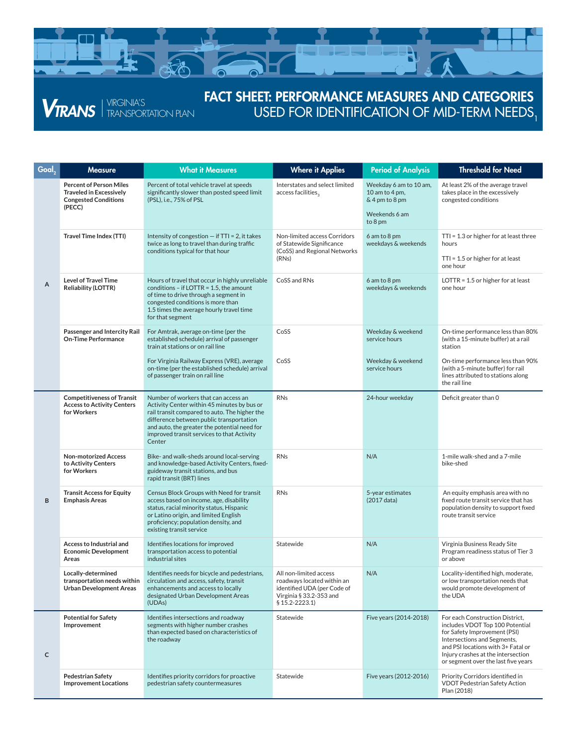VTRANS | VIRGINIA'S TRANSPORTATION PLAN

# FACT SHEET: PERFORMANCE MEASURES AND CATEGORIES USED FOR IDENTIFICATION OF MID-TERM NEEDS[1]

| Goal[2] | Measure | What it Measures | Where it Applies | Period of Analysis | Threshold for Need |
|---|---|---|---|---|---|
| A | **Percent of Person Miles Traveled in Excessively Congested Conditions (PECC)** | Percent of total vehicle travel at speeds significantly slower than posted speed limit (PSL), i.e., 75% of PSL | Interstates and select limited access facilities[3] | Weekday 6 am to 10 am, 10 am to 4 pm, & 4 pm to 8 pm<br><br>Weekends 6 am to 8 pm | At least 2% of the average travel takes place in the excessively congested conditions |
| | **Travel Time Index (TTI)** | Intensity of congestion — if TTI = 2, it takes twice as long to travel than during traffic conditions typical for that hour | Non-limited access Corridors of Statewide Significance (CoSS) and Regional Networks (RNs) | 6 am to 8 pm weekdays & weekends | TTI = 1.3 or higher for at least three hours<br><br>TTI = 1.5 or higher for at least one hour |
| | **Level of Travel Time Reliability (LOTTR)** | Hours of travel that occur in highly unreliable conditions – if LOTTR = 1.5, the amount of time to drive through a segment in congested conditions is more than 1.5 times the average hourly travel time for that segment | CoSS and RNs | 6 am to 8 pm weekdays & weekends | LOTTR = 1.5 or higher for at least one hour |
| | **Passenger and Intercity Rail On-Time Performance** | For Amtrak, average on-time (per the established schedule) arrival of passenger train at stations or on rail line | CoSS | Weekday & weekend service hours | On-time performance less than 80% (with a 15-minute buffer) at a rail station |
| | | For Virginia Railway Express (VRE), average on-time (per the established schedule) arrival of passenger train on rail line | CoSS | Weekday & weekend service hours | On-time performance less than 90% (with a 5-minute buffer) for rail lines attributed to stations along the rail line |
| B | **Competitiveness of Transit Access to Activity Centers for Workers** | Number of workers that can access an Activity Center within 45 minutes by bus or rail transit compared to auto. The higher the difference between public transportation and auto, the greater the potential need for improved transit services to that Activity Center | RNs | 24-hour weekday | Deficit greater than 0 |
| | **Non-motorized Access to Activity Centers for Workers** | Bike- and walk-sheds around local-serving and knowledge-based Activity Centers, fixed-guideway transit stations, and bus rapid transit (BRT) lines | RNs | N/A | 1-mile walk-shed and a 7-mile bike-shed |
| | **Transit Access for Equity Emphasis Areas** | Census Block Groups with Need for transit access based on income, age, disability status, racial minority status, Hispanic or Latino origin, and limited English proficiency; population density, and existing transit service | RNs | 5-year estimates (2017 data) | An equity emphasis area with no fixed route transit service that has population density to support fixed route transit service |
| | **Access to Industrial and Economic Development Areas** | Identifies locations for improved transportation access to potential industrial sites | Statewide | N/A | Virginia Business Ready Site Program readiness status of Tier 3 or above |
| | **Locally-determined transportation needs within Urban Development Areas** | Identifies needs for bicycle and pedestrians, circulation and access, safety, transit enhancements and access to locally designated Urban Development Areas (UDAs) | All non-limited access roadways located within an identified UDA (per Code of Virginia § 33.2-353 and § 15.2-2223.1) | N/A | Locality-identified high, moderate, or low transportation needs that would promote development of the UDA |
| C | **Potential for Safety Improvement** | Identifies intersections and roadway segments with higher number crashes than expected based on characteristics of the roadway | Statewide | Five years (2014-2018) | For each Construction District, includes VDOT Top 100 Potential for Safety Improvement (PSI) Intersections and Segments, and PSI locations with 3+ Fatal or Injury crashes at the intersection or segment over the last five years |
| | **Pedestrian Safety Improvement Locations** | Identifies priority corridors for proactive pedestrian safety countermeasures | Statewide | Five years (2012-2016) | Priority Corridors identified in VDOT Pedestrian Safety Action Plan (2018) |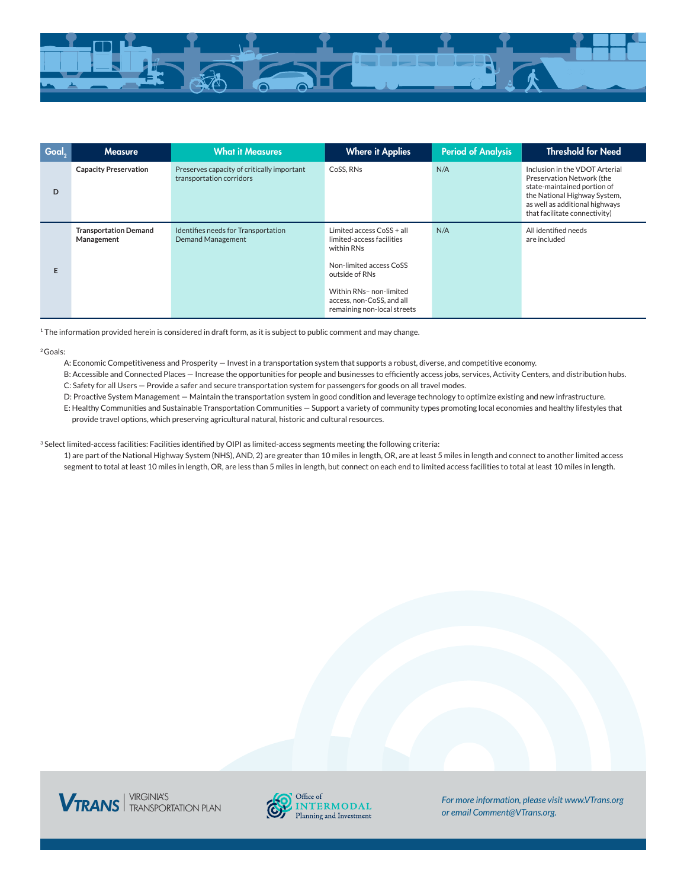| Goal[2] | Measure | What it Measures | Where it Applies | Period of Analysis | Threshold for Need |
|---|---|---|---|---|---|
| D | **Capacity Preservation** | Preserves capacity of critically important transportation corridors | CoSS, RNs | N/A | Inclusion in the VDOT Arterial Preservation Network (the state-maintained portion of the National Highway System, as well as additional highways that facilitate connectivity) |
| E | **Transportation Demand Management** | Identifies needs for Transportation Demand Management | Limited access CoSS + all limited-access facilities within RNs<br><br>Non-limited access CoSS outside of RNs<br><br>Within RNs– non-limited access, non-CoSS, and all remaining non-local streets | N/A | All identified needs are included |

[1] The information provided herein is considered in draft form, as it is subject to public comment and may change.

[2] Goals:

- A: Economic Competitiveness and Prosperity — Invest in a transportation system that supports a robust, diverse, and competitive economy.
- B: Accessible and Connected Places — Increase the opportunities for people and businesses to efficiently access jobs, services, Activity Centers, and distribution hubs.
- C: Safety for all Users — Provide a safer and secure transportation system for passengers for goods on all travel modes.
- D: Proactive System Management — Maintain the transportation system in good condition and leverage technology to optimize existing and new infrastructure.
- E: Healthy Communities and Sustainable Transportation Communities — Support a variety of community types promoting local economies and healthy lifestyles that provide travel options, which preserving agricultural natural, historic and cultural resources.

[3] Select limited-access facilities: Facilities identified by OIPI as limited-access segments meeting the following criteria:

1) are part of the National Highway System (NHS), AND, 2) are greater than 10 miles in length, OR, are at least 5 miles in length and connect to another limited access segment to total at least 10 miles in length, OR, are less than 5 miles in length, but connect on each end to limited access facilities to total at least 10 miles in length.

VTRANS | VIRGINIA'S TRANSPORTATION PLAN

Office of INTERMODAL Planning and Investment

*For more information, please visit www.VTrans.org or email Comment@VTrans.org.*